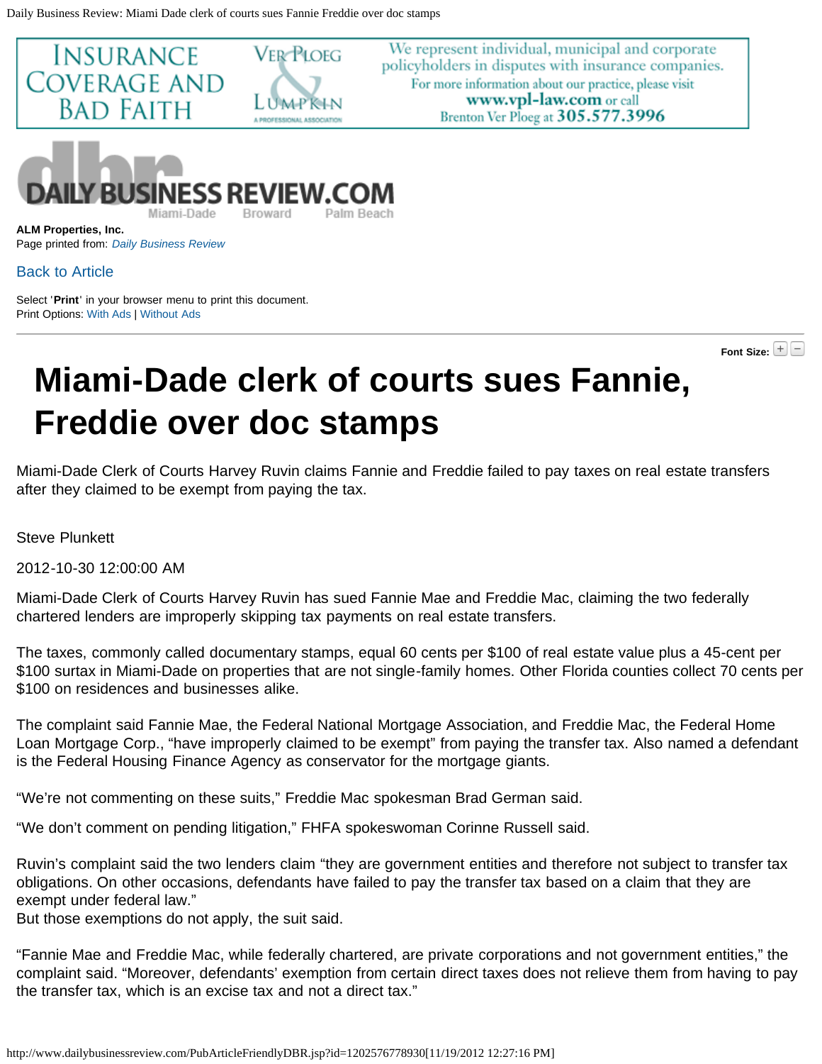ALM Properties, Inc.
Page printed from: *Daily Business Review*

Back to Article

Select '**Print**' in your browser menu to print this document.
Print Options: With Ads | Without Ads

# Miami-Dade clerk of courts sues Fannie, Freddie over doc stamps

Miami-Dade Clerk of Courts Harvey Ruvin claims Fannie and Freddie failed to pay taxes on real estate transfers after they claimed to be exempt from paying the tax.

Steve Plunkett

2012-10-30 12:00:00 AM

Miami-Dade Clerk of Courts Harvey Ruvin has sued Fannie Mae and Freddie Mac, claiming the two federally chartered lenders are improperly skipping tax payments on real estate transfers.

The taxes, commonly called documentary stamps, equal 60 cents per $100 of real estate value plus a 45-cent per $100 surtax in Miami-Dade on properties that are not single-family homes. Other Florida counties collect 70 cents per $100 on residences and businesses alike.

The complaint said Fannie Mae, the Federal National Mortgage Association, and Freddie Mac, the Federal Home Loan Mortgage Corp., "have improperly claimed to be exempt" from paying the transfer tax. Also named a defendant is the Federal Housing Finance Agency as conservator for the mortgage giants.

"We're not commenting on these suits," Freddie Mac spokesman Brad German said.

"We don't comment on pending litigation," FHFA spokeswoman Corinne Russell said.

Ruvin's complaint said the two lenders claim "they are government entities and therefore not subject to transfer tax obligations. On other occasions, defendants have failed to pay the transfer tax based on a claim that they are exempt under federal law."
But those exemptions do not apply, the suit said.

"Fannie Mae and Freddie Mac, while federally chartered, are private corporations and not government entities," the complaint said. "Moreover, defendants' exemption from certain direct taxes does not relieve them from having to pay the transfer tax, which is an excise tax and not a direct tax."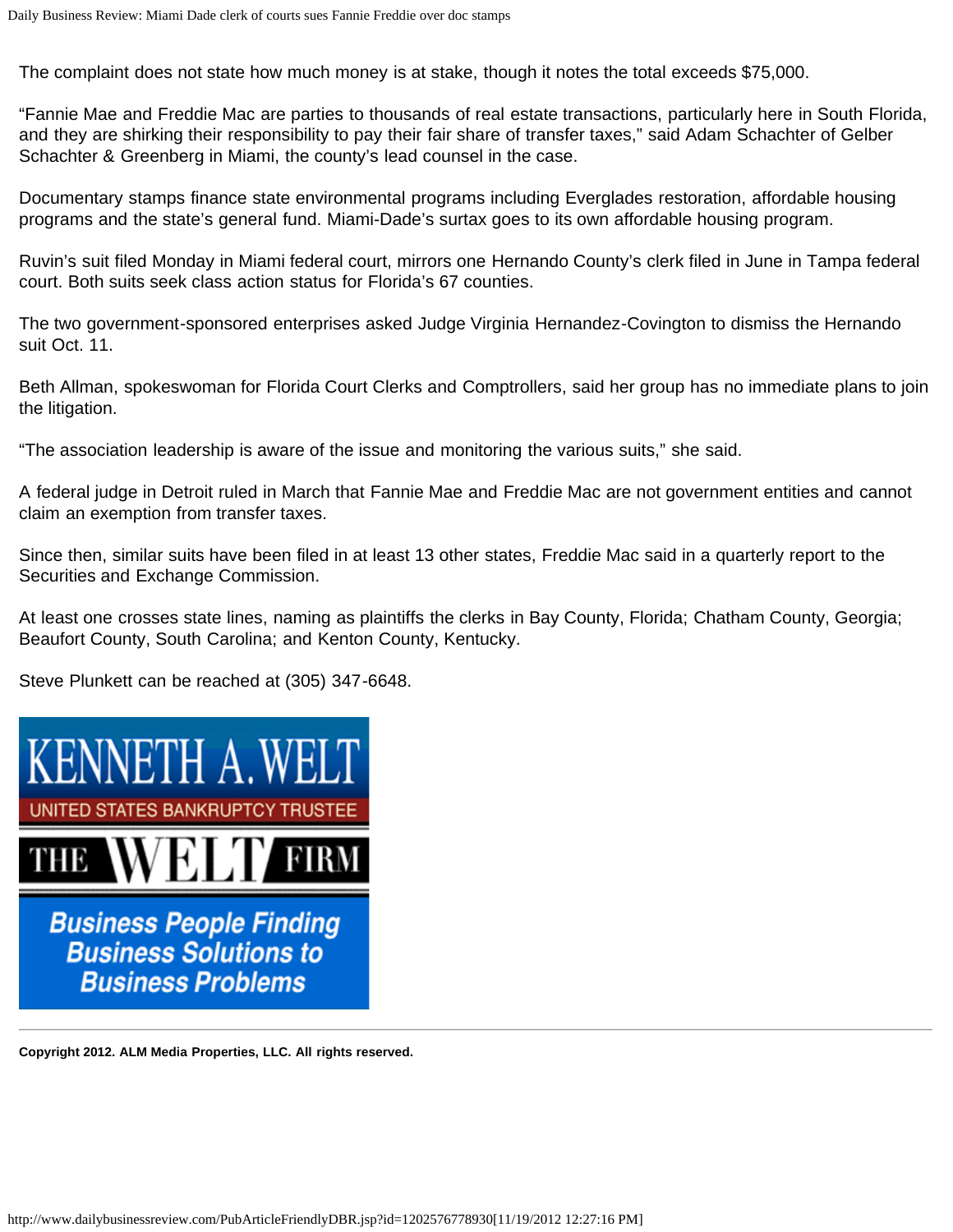The complaint does not state how much money is at stake, though it notes the total exceeds $75,000.

"Fannie Mae and Freddie Mac are parties to thousands of real estate transactions, particularly here in South Florida, and they are shirking their responsibility to pay their fair share of transfer taxes," said Adam Schachter of Gelber Schachter & Greenberg in Miami, the county's lead counsel in the case.

Documentary stamps finance state environmental programs including Everglades restoration, affordable housing programs and the state's general fund. Miami-Dade's surtax goes to its own affordable housing program.

Ruvin's suit filed Monday in Miami federal court, mirrors one Hernando County's clerk filed in June in Tampa federal court. Both suits seek class action status for Florida's 67 counties.

The two government-sponsored enterprises asked Judge Virginia Hernandez-Covington to dismiss the Hernando suit Oct. 11.

Beth Allman, spokeswoman for Florida Court Clerks and Comptrollers, said her group has no immediate plans to join the litigation.

"The association leadership is aware of the issue and monitoring the various suits," she said.

A federal judge in Detroit ruled in March that Fannie Mae and Freddie Mac are not government entities and cannot claim an exemption from transfer taxes.

Since then, similar suits have been filed in at least 13 other states, Freddie Mac said in a quarterly report to the Securities and Exchange Commission.

At least one crosses state lines, naming as plaintiffs the clerks in Bay County, Florida; Chatham County, Georgia; Beaufort County, South Carolina; and Kenton County, Kentucky.

Steve Plunkett can be reached at (305) 347-6648.

KENNETH A. WELT
UNITED STATES BANKRUPTCY TRUSTEE
THE WELT FIRM
Business People Finding Business Solutions to Business Problems

**Copyright 2012. ALM Media Properties, LLC. All rights reserved.**